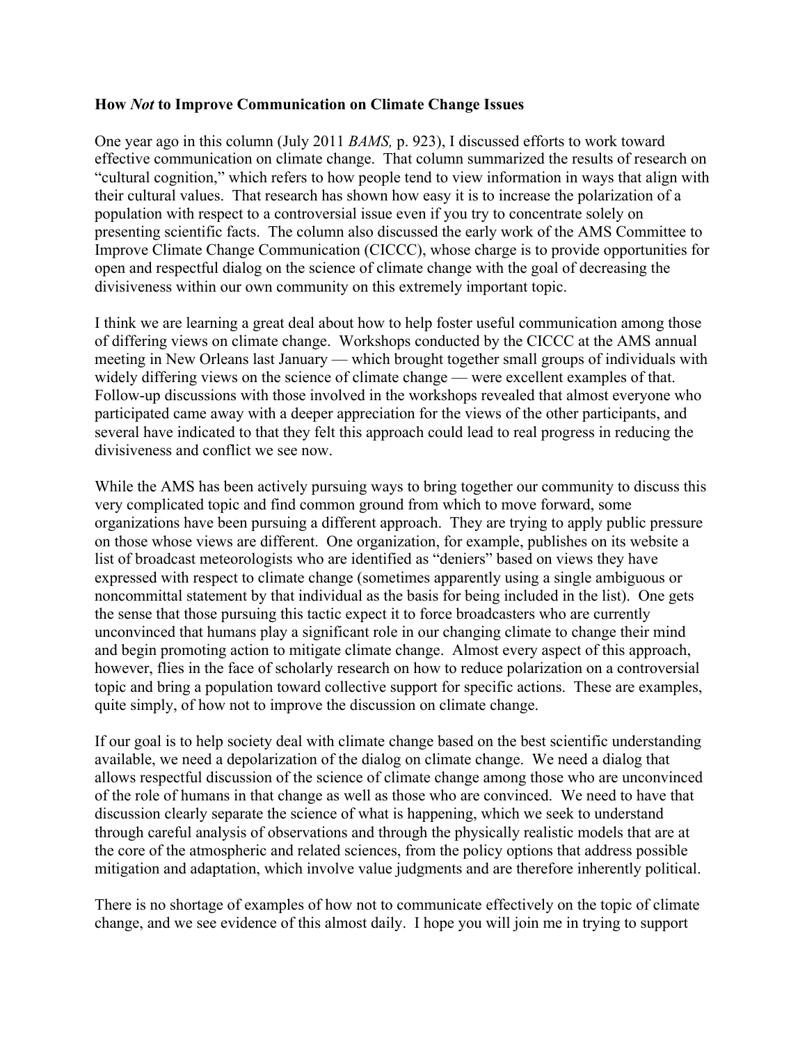**How *Not* to Improve Communication on Climate Change Issues**

One year ago in this column (July 2011 *BAMS,* p. 923), I discussed efforts to work toward effective communication on climate change. That column summarized the results of research on "cultural cognition," which refers to how people tend to view information in ways that align with their cultural values. That research has shown how easy it is to increase the polarization of a population with respect to a controversial issue even if you try to concentrate solely on presenting scientific facts. The column also discussed the early work of the AMS Committee to Improve Climate Change Communication (CICCC), whose charge is to provide opportunities for open and respectful dialog on the science of climate change with the goal of decreasing the divisiveness within our own community on this extremely important topic.

I think we are learning a great deal about how to help foster useful communication among those of differing views on climate change. Workshops conducted by the CICCC at the AMS annual meeting in New Orleans last January — which brought together small groups of individuals with widely differing views on the science of climate change — were excellent examples of that. Follow-up discussions with those involved in the workshops revealed that almost everyone who participated came away with a deeper appreciation for the views of the other participants, and several have indicated to that they felt this approach could lead to real progress in reducing the divisiveness and conflict we see now.

While the AMS has been actively pursuing ways to bring together our community to discuss this very complicated topic and find common ground from which to move forward, some organizations have been pursuing a different approach. They are trying to apply public pressure on those whose views are different. One organization, for example, publishes on its website a list of broadcast meteorologists who are identified as "deniers" based on views they have expressed with respect to climate change (sometimes apparently using a single ambiguous or noncommittal statement by that individual as the basis for being included in the list). One gets the sense that those pursuing this tactic expect it to force broadcasters who are currently unconvinced that humans play a significant role in our changing climate to change their mind and begin promoting action to mitigate climate change. Almost every aspect of this approach, however, flies in the face of scholarly research on how to reduce polarization on a controversial topic and bring a population toward collective support for specific actions. These are examples, quite simply, of how not to improve the discussion on climate change.

If our goal is to help society deal with climate change based on the best scientific understanding available, we need a depolarization of the dialog on climate change. We need a dialog that allows respectful discussion of the science of climate change among those who are unconvinced of the role of humans in that change as well as those who are convinced. We need to have that discussion clearly separate the science of what is happening, which we seek to understand through careful analysis of observations and through the physically realistic models that are at the core of the atmospheric and related sciences, from the policy options that address possible mitigation and adaptation, which involve value judgments and are therefore inherently political.

There is no shortage of examples of how not to communicate effectively on the topic of climate change, and we see evidence of this almost daily. I hope you will join me in trying to support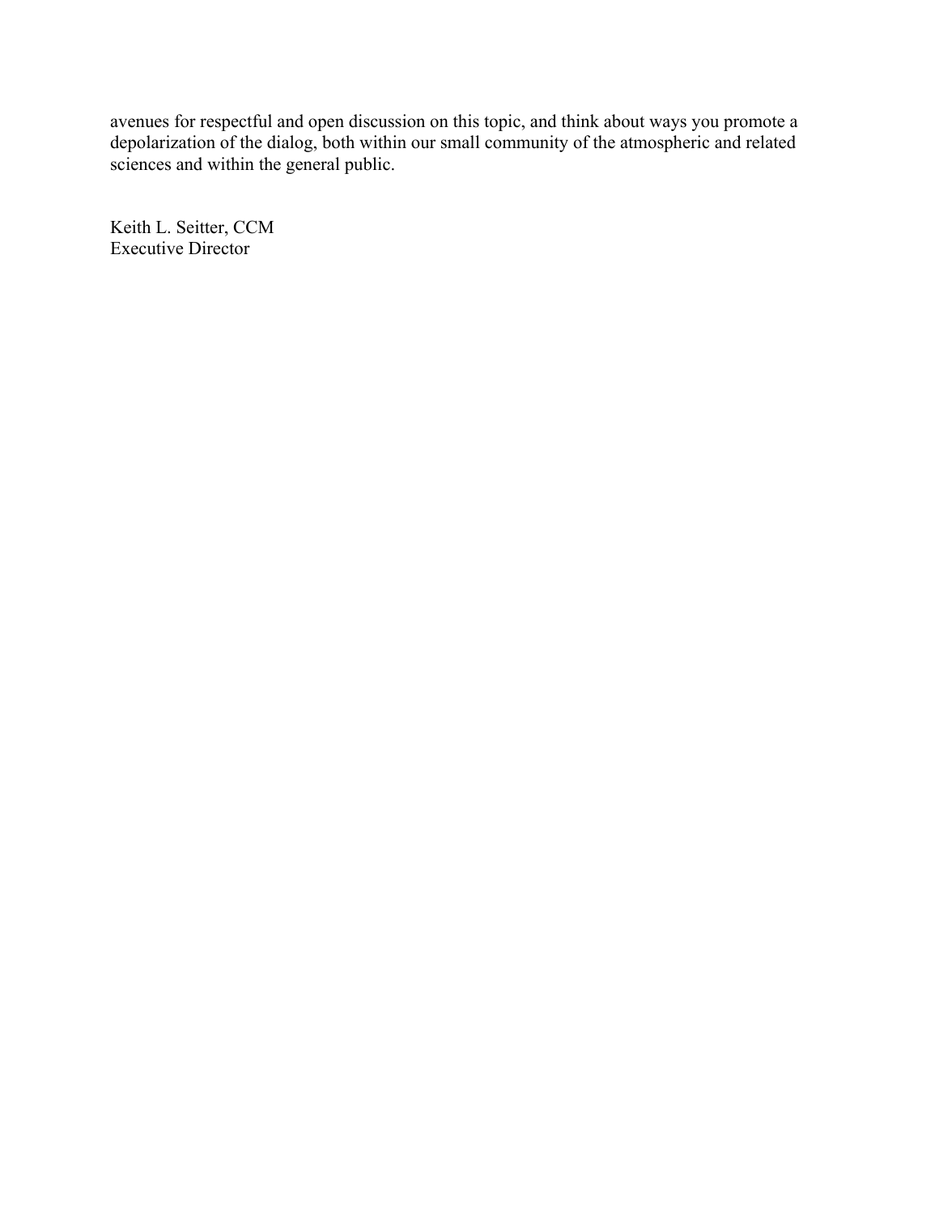avenues for respectful and open discussion on this topic, and think about ways you promote a depolarization of the dialog, both within our small community of the atmospheric and related sciences and within the general public.

Keith L. Seitter, CCM
Executive Director